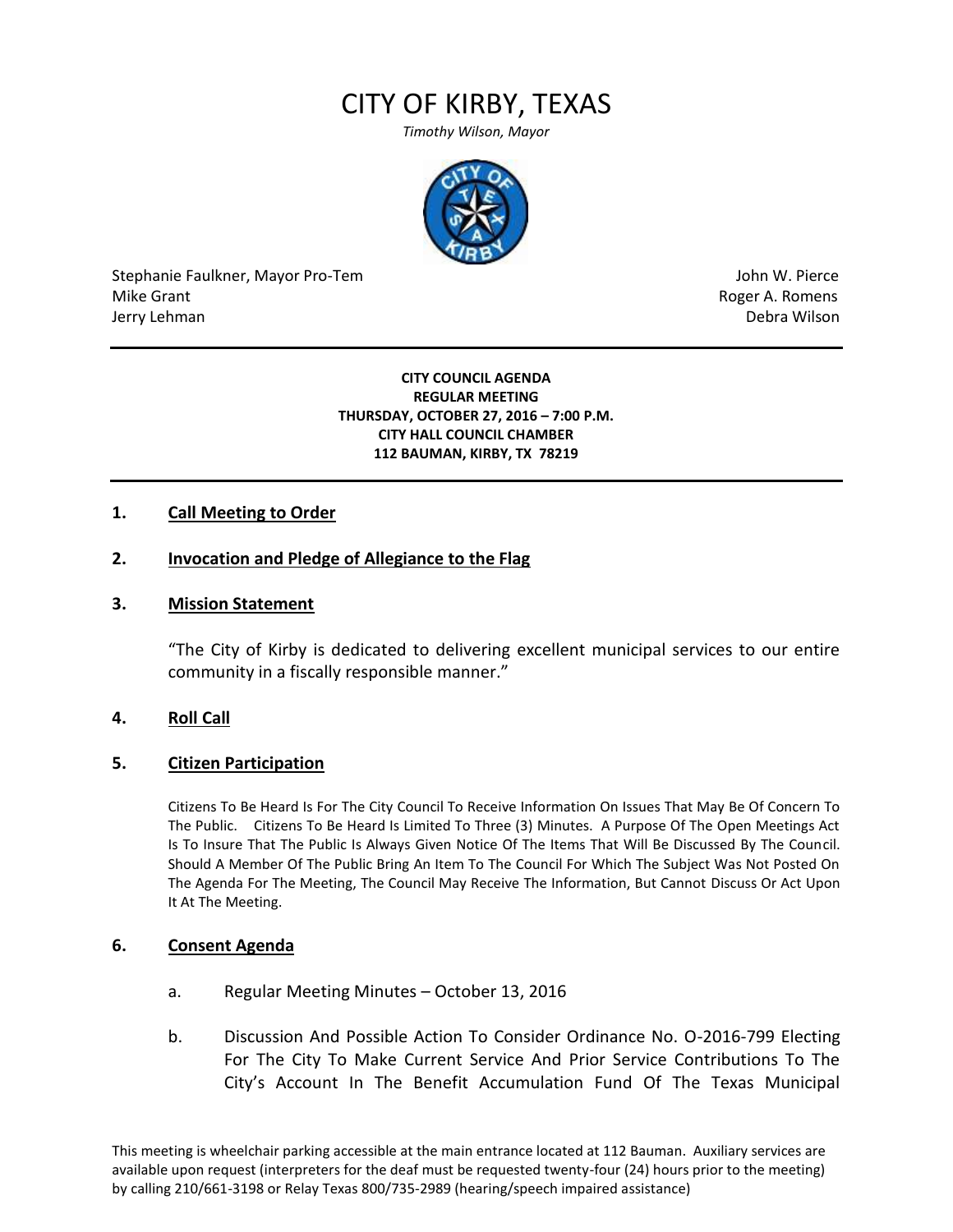# CITY OF KIRBY, TEXAS

*Timothy Wilson, Mayor*

Stephanie Faulkner, Mayor Pro-Tem
Mike Grant
Jerry Lehman

John W. Pierce
Roger A. Romens
Debra Wilson

---

**CITY COUNCIL AGENDA**
**REGULAR MEETING**
**THURSDAY, OCTOBER 27, 2016 – 7:00 P.M.**
**CITY HALL COUNCIL CHAMBER**
**112 BAUMAN, KIRBY, TX 78219**

---

## 1. Call Meeting to Order

## 2. Invocation and Pledge of Allegiance to the Flag

## 3. Mission Statement

"The City of Kirby is dedicated to delivering excellent municipal services to our entire community in a fiscally responsible manner."

## 4. Roll Call

## 5. Citizen Participation

Citizens To Be Heard Is For The City Council To Receive Information On Issues That May Be Of Concern To The Public. Citizens To Be Heard Is Limited To Three (3) Minutes. A Purpose Of The Open Meetings Act Is To Insure That The Public Is Always Given Notice Of The Items That Will Be Discussed By The Council. Should A Member Of The Public Bring An Item To The Council For Which The Subject Was Not Posted On The Agenda For The Meeting, The Council May Receive The Information, But Cannot Discuss Or Act Upon It At The Meeting.

## 6. Consent Agenda

a. Regular Meeting Minutes – October 13, 2016

b. Discussion And Possible Action To Consider Ordinance No. O-2016-799 Electing For The City To Make Current Service And Prior Service Contributions To The City's Account In The Benefit Accumulation Fund Of The Texas Municipal

This meeting is wheelchair parking accessible at the main entrance located at 112 Bauman. Auxiliary services are available upon request (interpreters for the deaf must be requested twenty-four (24) hours prior to the meeting) by calling 210/661-3198 or Relay Texas 800/735-2989 (hearing/speech impaired assistance)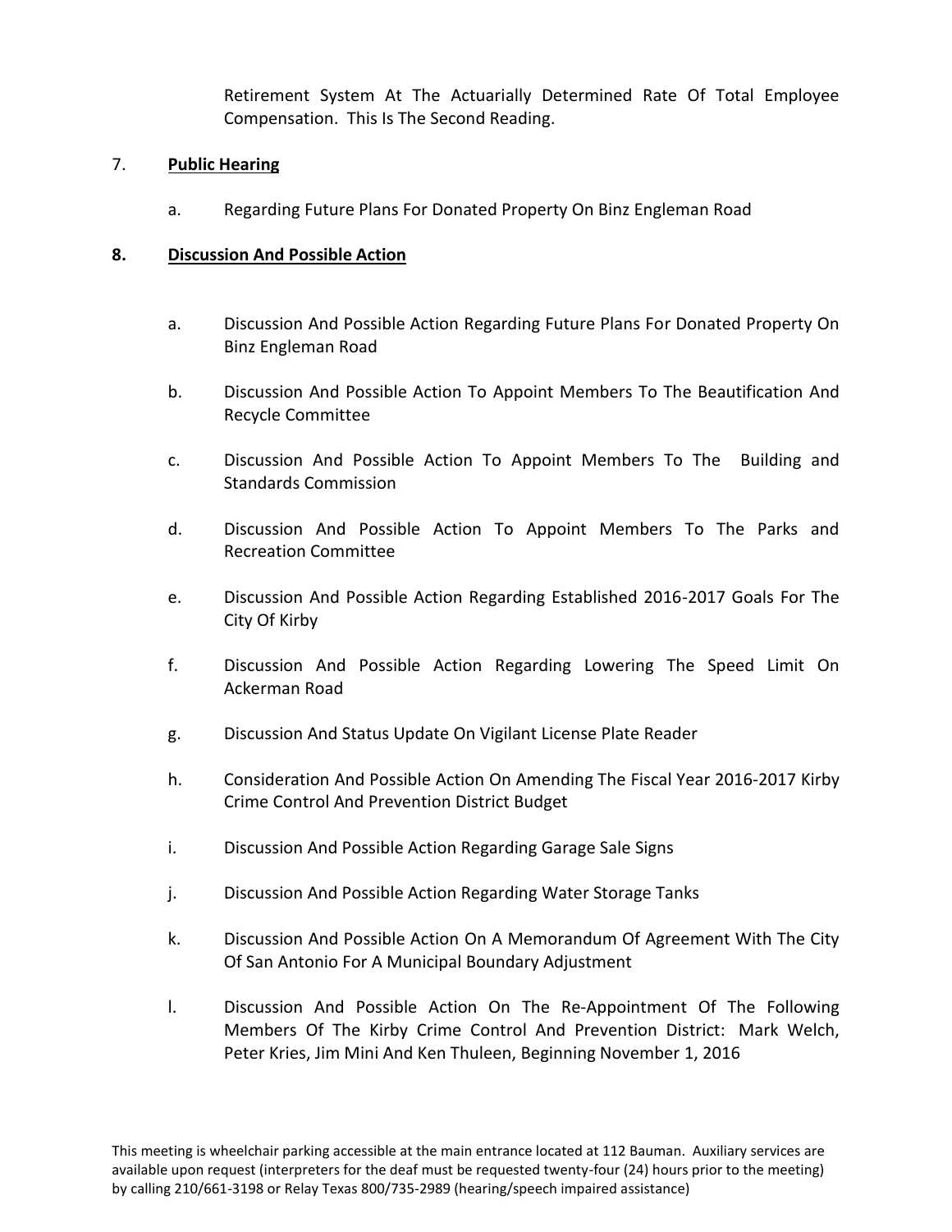Retirement System At The Actuarially Determined Rate Of Total Employee Compensation. This Is The Second Reading.

7. **Public Hearing**

   a. Regarding Future Plans For Donated Property On Binz Engleman Road

**8. Discussion And Possible Action**

   a. Discussion And Possible Action Regarding Future Plans For Donated Property On Binz Engleman Road

   b. Discussion And Possible Action To Appoint Members To The Beautification And Recycle Committee

   c. Discussion And Possible Action To Appoint Members To The Building and Standards Commission

   d. Discussion And Possible Action To Appoint Members To The Parks and Recreation Committee

   e. Discussion And Possible Action Regarding Established 2016-2017 Goals For The City Of Kirby

   f. Discussion And Possible Action Regarding Lowering The Speed Limit On Ackerman Road

   g. Discussion And Status Update On Vigilant License Plate Reader

   h. Consideration And Possible Action On Amending The Fiscal Year 2016-2017 Kirby Crime Control And Prevention District Budget

   i. Discussion And Possible Action Regarding Garage Sale Signs

   j. Discussion And Possible Action Regarding Water Storage Tanks

   k. Discussion And Possible Action On A Memorandum Of Agreement With The City Of San Antonio For A Municipal Boundary Adjustment

   l. Discussion And Possible Action On The Re-Appointment Of The Following Members Of The Kirby Crime Control And Prevention District: Mark Welch, Peter Kries, Jim Mini And Ken Thuleen, Beginning November 1, 2016

This meeting is wheelchair parking accessible at the main entrance located at 112 Bauman. Auxiliary services are available upon request (interpreters for the deaf must be requested twenty-four (24) hours prior to the meeting) by calling 210/661-3198 or Relay Texas 800/735-2989 (hearing/speech impaired assistance)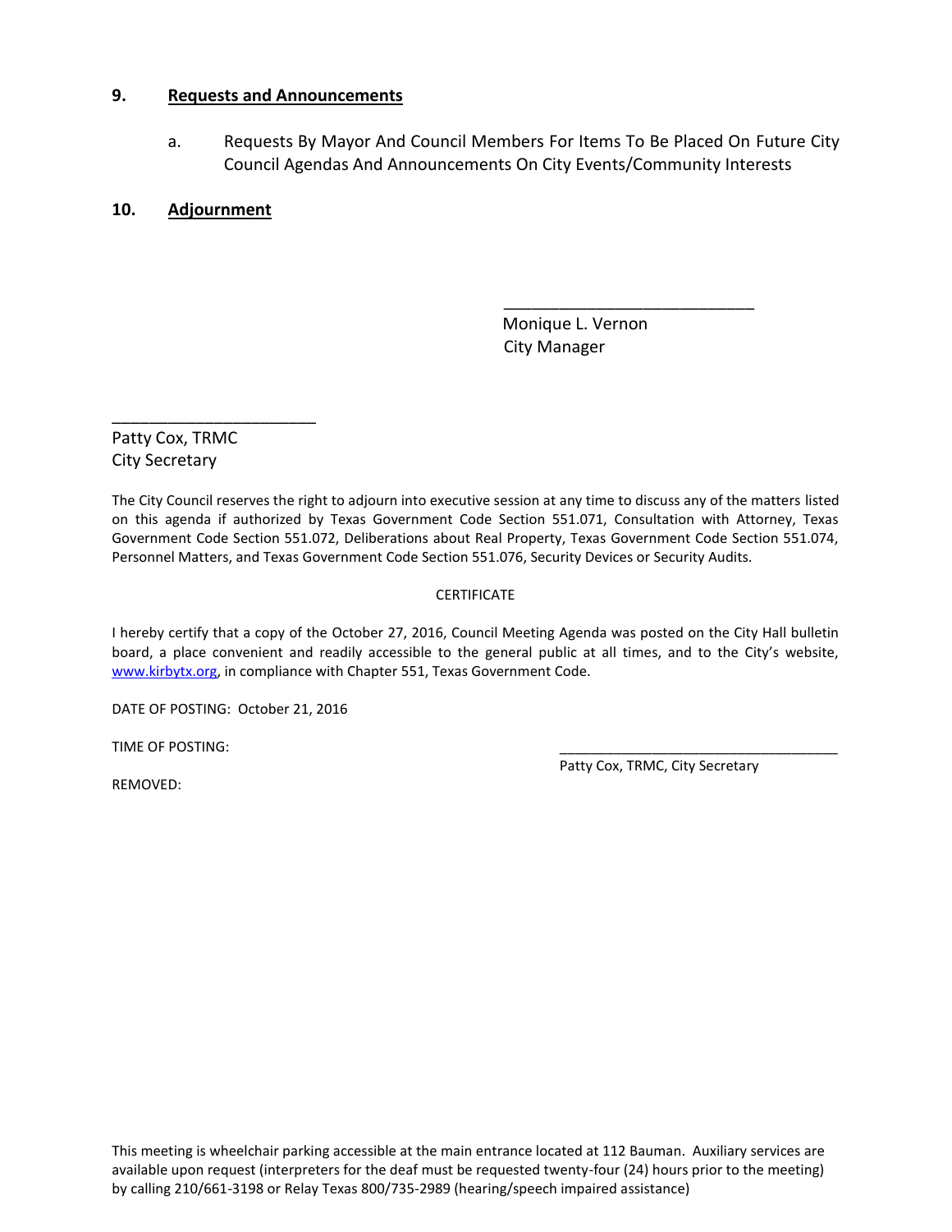## 9. Requests and Announcements

a. Requests By Mayor And Council Members For Items To Be Placed On Future City Council Agendas And Announcements On City Events/Community Interests

## 10. Adjournment

\_\_\_\_\_\_\_\_\_\_\_\_\_\_\_\_\_\_\_\_\_\_\_\_\_\_\_\_\_\_
Monique L. Vernon
City Manager

\_\_\_\_\_\_\_\_\_\_\_\_\_\_\_\_\_\_\_\_\_\_\_\_\_
Patty Cox, TRMC
City Secretary

The City Council reserves the right to adjourn into executive session at any time to discuss any of the matters listed on this agenda if authorized by Texas Government Code Section 551.071, Consultation with Attorney, Texas Government Code Section 551.072, Deliberations about Real Property, Texas Government Code Section 551.074, Personnel Matters, and Texas Government Code Section 551.076, Security Devices or Security Audits.

CERTIFICATE

I hereby certify that a copy of the October 27, 2016, Council Meeting Agenda was posted on the City Hall bulletin board, a place convenient and readily accessible to the general public at all times, and to the City's website, www.kirbytx.org, in compliance with Chapter 551, Texas Government Code.

DATE OF POSTING: October 21, 2016

TIME OF POSTING:

\_\_\_\_\_\_\_\_\_\_\_\_\_\_\_\_\_\_\_\_\_\_\_\_\_\_\_\_\_\_\_\_\_\_\_\_
Patty Cox, TRMC, City Secretary

REMOVED:

This meeting is wheelchair parking accessible at the main entrance located at 112 Bauman. Auxiliary services are available upon request (interpreters for the deaf must be requested twenty-four (24) hours prior to the meeting) by calling 210/661-3198 or Relay Texas 800/735-2989 (hearing/speech impaired assistance)